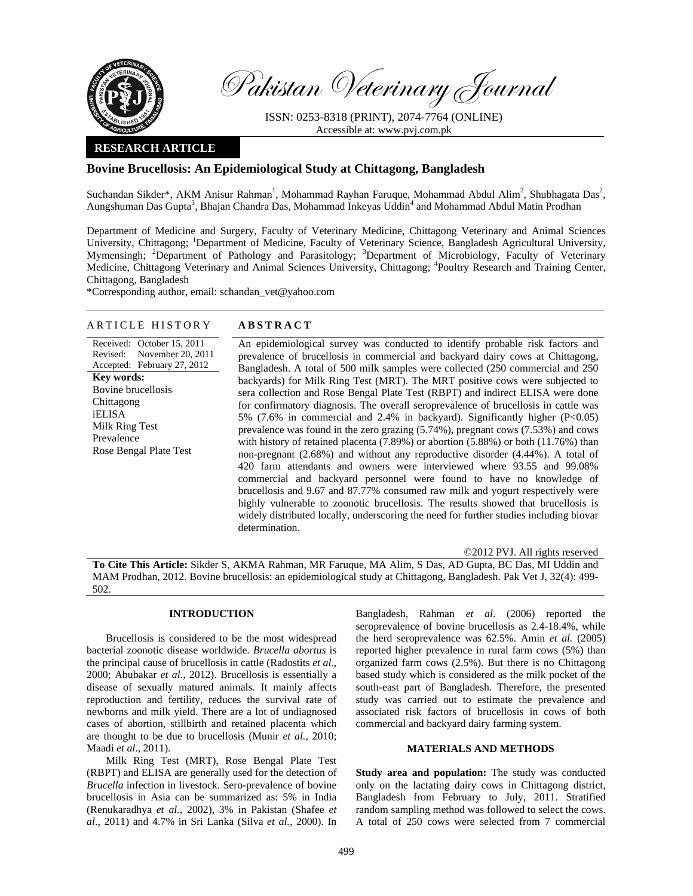Pakistan Veterinary Journal

ISSN: 0253-8318 (PRINT), 2074-7764 (ONLINE)
Accessible at: www.pvj.com.pk

**RESEARCH ARTICLE**

# Bovine Brucellosis: An Epidemiological Study at Chittagong, Bangladesh

Suchandan Sikder*, AKM Anisur Rahman[1], Mohammad Rayhan Faruque, Mohammad Abdul Alim[2], Shubhagata Das[2], Aungshuman Das Gupta[3], Bhajan Chandra Das, Mohammad Inkeyas Uddin[4] and Mohammad Abdul Matin Prodhan

Department of Medicine and Surgery, Faculty of Veterinary Medicine, Chittagong Veterinary and Animal Sciences University, Chittagong; [1]Department of Medicine, Faculty of Veterinary Science, Bangladesh Agricultural University, Mymensingh; [2]Department of Pathology and Parasitology; [3]Department of Microbiology, Faculty of Veterinary Medicine, Chittagong Veterinary and Animal Sciences University, Chittagong; [4]Poultry Research and Training Center, Chittagong, Bangladesh

*Corresponding author, email: schandan_vet@yahoo.com

## ARTICLE HISTORY

Received: October 15, 2011
Revised: November 20, 2011
Accepted: February 27, 2012

**Key words:**
Bovine brucellosis
Chittagong
iELISA
Milk Ring Test
Prevalence
Rose Bengal Plate Test

## ABSTRACT

An epidemiological survey was conducted to identify probable risk factors and prevalence of brucellosis in commercial and backyard dairy cows at Chittagong, Bangladesh. A total of 500 milk samples were collected (250 commercial and 250 backyards) for Milk Ring Test (MRT). The MRT positive cows were subjected to sera collection and Rose Bengal Plate Test (RBPT) and indirect ELISA were done for confirmatory diagnosis. The overall seroprevalence of brucellosis in cattle was 5% (7.6% in commercial and 2.4% in backyard). Significantly higher (P<0.05) prevalence was found in the zero grazing (5.74%), pregnant cows (7.53%) and cows with history of retained placenta (7.89%) or abortion (5.88%) or both (11.76%) than non-pregnant (2.68%) and without any reproductive disorder (4.44%). A total of 420 farm attendants and owners were interviewed where 93.55 and 99.08% commercial and backyard personnel were found to have no knowledge of brucellosis and 9.67 and 87.77% consumed raw milk and yogurt respectively were highly vulnerable to zoonotic brucellosis. The results showed that brucellosis is widely distributed locally, underscoring the need for further studies including biovar determination.

©2012 PVJ. All rights reserved

**To Cite This Article:** Sikder S, AKMA Rahman, MR Faruque, MA Alim, S Das, AD Gupta, BC Das, MI Uddin and MAM Prodhan, 2012. Bovine brucellosis: an epidemiological study at Chittagong, Bangladesh. Pak Vet J, 32(4): 499-502.

## INTRODUCTION

Brucellosis is considered to be the most widespread bacterial zoonotic disease worldwide. *Brucella abortus* is the principal cause of brucellosis in cattle (Radostits *et al.,* 2000; Abubakar *et al.,* 2012). Brucellosis is essentially a disease of sexually matured animals. It mainly affects reproduction and fertility, reduces the survival rate of newborns and milk yield. There are a lot of undiagnosed cases of abortion, stillbirth and retained placenta which are thought to be due to brucellosis (Munir *et al.,* 2010; Maadi *et al*., 2011).

Milk Ring Test (MRT), Rose Bengal Plate Test (RBPT) and ELISA are generally used for the detection of *Brucella* infection in livestock. Sero-prevalence of bovine brucellosis in Asia can be summarized as: 5% in India (Renukaradhya *et al.,* 2002), 3% in Pakistan (Shafee *et al*., 2011) and 4.7% in Sri Lanka (Silva *et al.,* 2000). In Bangladesh, Rahman *et al*. (2006) reported the seroprevalence of bovine brucellosis as 2.4-18.4%, while the herd seroprevalence was 62.5%. Amin *et al.* (2005) reported higher prevalence in rural farm cows (5%) than organized farm cows (2.5%). But there is no Chittagong based study which is considered as the milk pocket of the south-east part of Bangladesh. Therefore, the presented study was carried out to estimate the prevalence and associated risk factors of brucellosis in cows of both commercial and backyard dairy farming system.

## MATERIALS AND METHODS

**Study area and population:** The study was conducted only on the lactating dairy cows in Chittagong district, Bangladesh from February to July, 2011. Stratified random sampling method was followed to select the cows. A total of 250 cows were selected from 7 commercial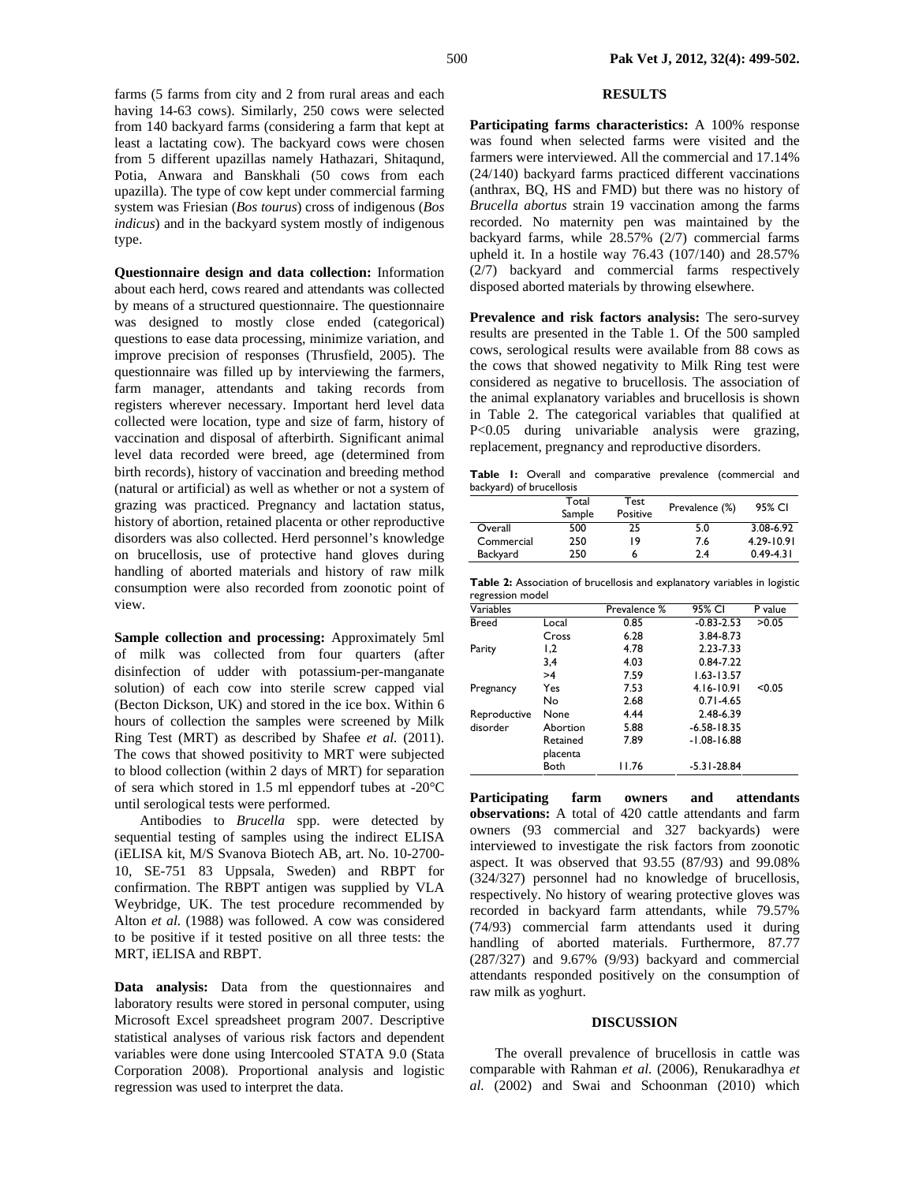farms (5 farms from city and 2 from rural areas and each having 14-63 cows). Similarly, 250 cows were selected from 140 backyard farms (considering a farm that kept at least a lactating cow). The backyard cows were chosen from 5 different upazillas namely Hathazari, Shitaqund, Potia, Anwara and Banskhali (50 cows from each upazilla). The type of cow kept under commercial farming system was Friesian (*Bos tourus*) cross of indigenous (*Bos indicus*) and in the backyard system mostly of indigenous type.

**Questionnaire design and data collection:** Information about each herd, cows reared and attendants was collected by means of a structured questionnaire. The questionnaire was designed to mostly close ended (categorical) questions to ease data processing, minimize variation, and improve precision of responses (Thrusfield, 2005). The questionnaire was filled up by interviewing the farmers, farm manager, attendants and taking records from registers wherever necessary. Important herd level data collected were location, type and size of farm, history of vaccination and disposal of afterbirth. Significant animal level data recorded were breed, age (determined from birth records), history of vaccination and breeding method (natural or artificial) as well as whether or not a system of grazing was practiced. Pregnancy and lactation status, history of abortion, retained placenta or other reproductive disorders was also collected. Herd personnel's knowledge on brucellosis, use of protective hand gloves during handling of aborted materials and history of raw milk consumption were also recorded from zoonotic point of view.

**Sample collection and processing:** Approximately 5ml of milk was collected from four quarters (after disinfection of udder with potassium-per-manganate solution) of each cow into sterile screw capped vial (Becton Dickson, UK) and stored in the ice box. Within 6 hours of collection the samples were screened by Milk Ring Test (MRT) as described by Shafee *et al.* (2011). The cows that showed positivity to MRT were subjected to blood collection (within 2 days of MRT) for separation of sera which stored in 1.5 ml eppendorf tubes at -20°C until serological tests were performed.

Antibodies to *Brucella* spp. were detected by sequential testing of samples using the indirect ELISA (iELISA kit, M/S Svanova Biotech AB, art. No. 10-2700-10, SE-751 83 Uppsala, Sweden) and RBPT for confirmation. The RBPT antigen was supplied by VLA Weybridge, UK. The test procedure recommended by Alton *et al.* (1988) was followed. A cow was considered to be positive if it tested positive on all three tests: the MRT, iELISA and RBPT.

**Data analysis:** Data from the questionnaires and laboratory results were stored in personal computer, using Microsoft Excel spreadsheet program 2007. Descriptive statistical analyses of various risk factors and dependent variables were done using Intercooled STATA 9.0 (Stata Corporation 2008). Proportional analysis and logistic regression was used to interpret the data.

## RESULTS

**Participating farms characteristics:** A 100% response was found when selected farms were visited and the farmers were interviewed. All the commercial and 17.14% (24/140) backyard farms practiced different vaccinations (anthrax, BQ, HS and FMD) but there was no history of *Brucella abortus* strain 19 vaccination among the farms recorded. No maternity pen was maintained by the backyard farms, while 28.57% (2/7) commercial farms upheld it. In a hostile way 76.43 (107/140) and 28.57% (2/7) backyard and commercial farms respectively disposed aborted materials by throwing elsewhere.

**Prevalence and risk factors analysis:** The sero-survey results are presented in the Table 1. Of the 500 sampled cows, serological results were available from 88 cows as the cows that showed negativity to Milk Ring test were considered as negative to brucellosis. The association of the animal explanatory variables and brucellosis is shown in Table 2. The categorical variables that qualified at $P<0.05$ during univariable analysis were grazing, replacement, pregnancy and reproductive disorders.

**Table 1:** Overall and comparative prevalence (commercial and backyard) of brucellosis

| | Total Sample | Test Positive | Prevalence (%) | 95% CI |
|---|---|---|---|---|
| Overall | 500 | 25 | 5.0 | 3.08-6.92 |
| Commercial | 250 | 19 | 7.6 | 4.29-10.91 |
| Backyard | 250 | 6 | 2.4 | 0.49-4.31 |

**Table 2:** Association of brucellosis and explanatory variables in logistic regression model

| Variables | | Prevalence % | 95% CI | P value |
|---|---|---|---|---|
| Breed | Local | 0.85 | -0.83-2.53 | >0.05 |
| | Cross | 6.28 | 3.84-8.73 | |
| Parity | 1,2 | 4.78 | 2.23-7.33 | |
| | 3,4 | 4.03 | 0.84-7.22 | |
| | >4 | 7.59 | 1.63-13.57 | |
| Pregnancy | Yes | 7.53 | 4.16-10.91 | <0.05 |
| | No | 2.68 | 0.71-4.65 | |
| Reproductive disorder | None | 4.44 | 2.48-6.39 | |
| | Abortion | 5.88 | -6.58-18.35 | |
| | Retained placenta | 7.89 | -1.08-16.88 | |
| | Both | 11.76 | -5.31-28.84 | |

**Participating farm owners and attendants observations:** A total of 420 cattle attendants and farm owners (93 commercial and 327 backyards) were interviewed to investigate the risk factors from zoonotic aspect. It was observed that 93.55 (87/93) and 99.08% (324/327) personnel had no knowledge of brucellosis, respectively. No history of wearing protective gloves was recorded in backyard farm attendants, while 79.57% (74/93) commercial farm attendants used it during handling of aborted materials. Furthermore, 87.77 (287/327) and 9.67% (9/93) backyard and commercial attendants responded positively on the consumption of raw milk as yoghurt.

## DISCUSSION

The overall prevalence of brucellosis in cattle was comparable with Rahman *et al.* (2006), Renukaradhya *et al.* (2002) and Swai and Schoonman (2010) which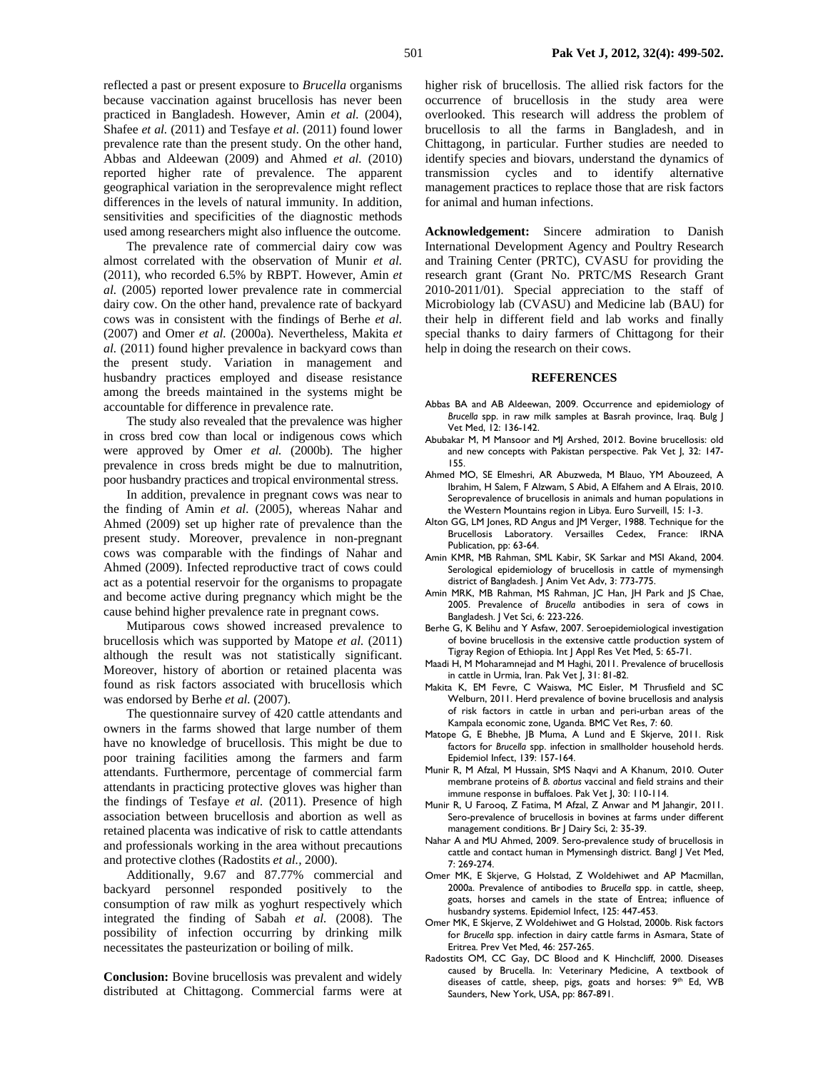reflected a past or present exposure to *Brucella* organisms because vaccination against brucellosis has never been practiced in Bangladesh. However, Amin *et al.* (2004), Shafee *et al.* (2011) and Tesfaye *et al.* (2011) found lower prevalence rate than the present study. On the other hand, Abbas and Aldeewan (2009) and Ahmed *et al.* (2010) reported higher rate of prevalence. The apparent geographical variation in the seroprevalence might reflect differences in the levels of natural immunity. In addition, sensitivities and specificities of the diagnostic methods used among researchers might also influence the outcome.

The prevalence rate of commercial dairy cow was almost correlated with the observation of Munir *et al.* (2011), who recorded 6.5% by RBPT. However, Amin *et al.* (2005) reported lower prevalence rate in commercial dairy cow. On the other hand, prevalence rate of backyard cows was in consistent with the findings of Berhe *et al.* (2007) and Omer *et al.* (2000a). Nevertheless, Makita *et al.* (2011) found higher prevalence in backyard cows than the present study. Variation in management and husbandry practices employed and disease resistance among the breeds maintained in the systems might be accountable for difference in prevalence rate.

The study also revealed that the prevalence was higher in cross bred cow than local or indigenous cows which were approved by Omer *et al.* (2000b). The higher prevalence in cross breds might be due to malnutrition, poor husbandry practices and tropical environmental stress.

In addition, prevalence in pregnant cows was near to the finding of Amin *et al*. (2005), whereas Nahar and Ahmed (2009) set up higher rate of prevalence than the present study. Moreover, prevalence in non-pregnant cows was comparable with the findings of Nahar and Ahmed (2009). Infected reproductive tract of cows could act as a potential reservoir for the organisms to propagate and become active during pregnancy which might be the cause behind higher prevalence rate in pregnant cows.

Mutiparous cows showed increased prevalence to brucellosis which was supported by Matope *et al.* (2011) although the result was not statistically significant. Moreover, history of abortion or retained placenta was found as risk factors associated with brucellosis which was endorsed by Berhe *et al.* (2007).

The questionnaire survey of 420 cattle attendants and owners in the farms showed that large number of them have no knowledge of brucellosis. This might be due to poor training facilities among the farmers and farm attendants. Furthermore, percentage of commercial farm attendants in practicing protective gloves was higher than the findings of Tesfaye *et al.* (2011). Presence of high association between brucellosis and abortion as well as retained placenta was indicative of risk to cattle attendants and professionals working in the area without precautions and protective clothes (Radostits *et al.*, 2000).

Additionally, 9.67 and 87.77% commercial and backyard personnel responded positively to the consumption of raw milk as yoghurt respectively which integrated the finding of Sabah *et al.* (2008). The possibility of infection occurring by drinking milk necessitates the pasteurization or boiling of milk.

**Conclusion:** Bovine brucellosis was prevalent and widely distributed at Chittagong. Commercial farms were at higher risk of brucellosis. The allied risk factors for the occurrence of brucellosis in the study area were overlooked. This research will address the problem of brucellosis to all the farms in Bangladesh, and in Chittagong, in particular. Further studies are needed to identify species and biovars, understand the dynamics of transmission cycles and to identify alternative management practices to replace those that are risk factors for animal and human infections.

**Acknowledgement:** Sincere admiration to Danish International Development Agency and Poultry Research and Training Center (PRTC), CVASU for providing the research grant (Grant No. PRTC/MS Research Grant 2010-2011/01). Special appreciation to the staff of Microbiology lab (CVASU) and Medicine lab (BAU) for their help in different field and lab works and finally special thanks to dairy farmers of Chittagong for their help in doing the research on their cows.

## REFERENCES

Abbas BA and AB Aldeewan, 2009. Occurrence and epidemiology of *Brucella* spp. in raw milk samples at Basrah province, Iraq. Bulg J Vet Med, 12: 136-142.

Abubakar M, M Mansoor and MJ Arshed, 2012. Bovine brucellosis: old and new concepts with Pakistan perspective. Pak Vet J, 32: 147-155.

Ahmed MO, SE Elmeshri, AR Abuzweda, M Blauo, YM Abouzeed, A Ibrahim, H Salem, F Alzwam, S Abid, A Elfahem and A Elrais, 2010. Seroprevalence of brucellosis in animals and human populations in the Western Mountains region in Libya. Euro Surveill, 15: 1-3.

Alton GG, LM Jones, RD Angus and JM Verger, 1988. Technique for the Brucellosis Laboratory. Versailles Cedex, France: IRNA Publication, pp: 63-64.

Amin KMR, MB Rahman, SML Kabir, SK Sarkar and MSI Akand, 2004. Serological epidemiology of brucellosis in cattle of mymensingh district of Bangladesh. J Anim Vet Adv, 3: 773-775.

Amin MRK, MB Rahman, MS Rahman, JC Han, JH Park and JS Chae, 2005. Prevalence of *Brucella* antibodies in sera of cows in Bangladesh. J Vet Sci, 6: 223-226.

Berhe G, K Belihu and Y Asfaw, 2007. Seroepidemiological investigation of bovine brucellosis in the extensive cattle production system of Tigray Region of Ethiopia. Int J Appl Res Vet Med, 5: 65-71.

Maadi H, M Moharamnejad and M Haghi, 2011. Prevalence of brucellosis in cattle in Urmia, Iran. Pak Vet J, 31: 81-82.

Makita K, EM Fevre, C Waiswa, MC Eisler, M Thrusfield and SC Welburn, 2011. Herd prevalence of bovine brucellosis and analysis of risk factors in cattle in urban and peri-urban areas of the Kampala economic zone, Uganda. BMC Vet Res, 7: 60.

Matope G, E Bhebhe, JB Muma, A Lund and E Skjerve, 2011. Risk factors for *Brucella* spp. infection in smallholder household herds. Epidemiol Infect, 139: 157-164.

Munir R, M Afzal, M Hussain, SMS Naqvi and A Khanum, 2010. Outer membrane proteins of *B. abortus* vaccinal and field strains and their immune response in buffaloes. Pak Vet J, 30: 110-114.

Munir R, U Farooq, Z Fatima, M Afzal, Z Anwar and M Jahangir, 2011. Sero-prevalence of brucellosis in bovines at farms under different management conditions. Br J Dairy Sci, 2: 35-39.

Nahar A and MU Ahmed, 2009. Sero-prevalence study of brucellosis in cattle and contact human in Mymensingh district. Bangl J Vet Med, 7: 269-274.

Omer MK, E Skjerve, G Holstad, Z Woldehiwet and AP Macmillan, 2000a. Prevalence of antibodies to *Brucella* spp. in cattle, sheep, goats, horses and camels in the state of Entrea; influence of husbandry systems. Epidemiol Infect, 125: 447-453.

Omer MK, E Skjerve, Z Woldehiwet and G Holstad, 2000b. Risk factors for *Brucella* spp. infection in dairy cattle farms in Asmara, State of Eritrea. Prev Vet Med, 46: 257-265.

Radostits OM, CC Gay, DC Blood and K Hinchcliff, 2000. Diseases caused by Brucella. In: Veterinary Medicine, A textbook of diseases of cattle, sheep, pigs, goats and horses: 9th Ed, WB Saunders, New York, USA, pp: 867-891.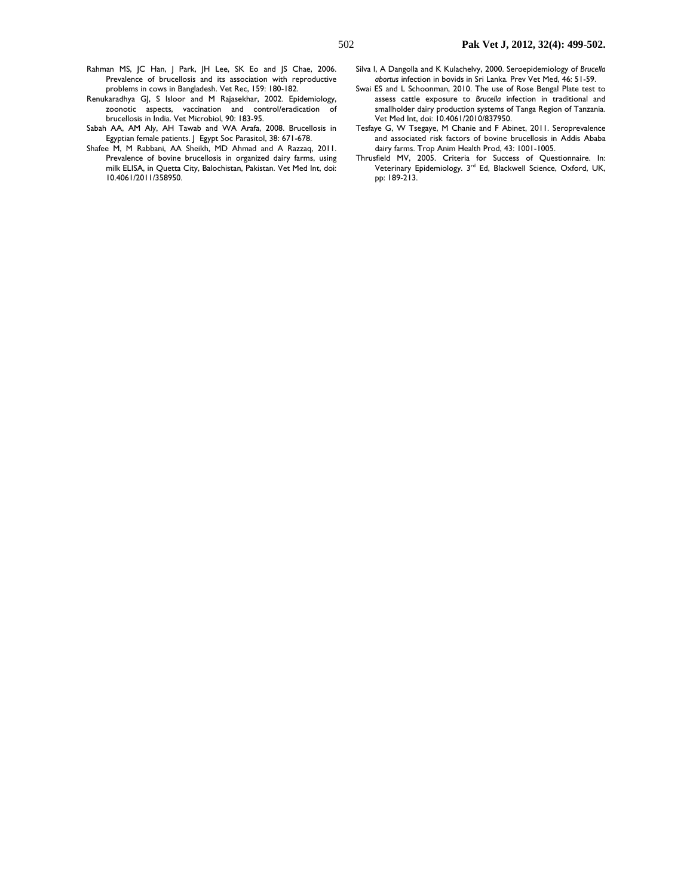Rahman MS, JC Han, J Park, JH Lee, SK Eo and JS Chae, 2006. Prevalence of brucellosis and its association with reproductive problems in cows in Bangladesh. Vet Rec, 159: 180-182.

Renukaradhya GJ, S Isloor and M Rajasekhar, 2002. Epidemiology, zoonotic aspects, vaccination and control/eradication of brucellosis in India. Vet Microbiol, 90: 183-95.

Sabah AA, AM Aly, AH Tawab and WA Arafa, 2008. Brucellosis in Egyptian female patients. J Egypt Soc Parasitol, 38: 671-678.

Shafee M, M Rabbani, AA Sheikh, MD Ahmad and A Razzaq, 2011. Prevalence of bovine brucellosis in organized dairy farms, using milk ELISA, in Quetta City, Balochistan, Pakistan. Vet Med Int, doi: 10.4061/2011/358950.

Silva I, A Dangolla and K Kulachelvy, 2000. Seroepidemiology of *Brucella abortus* infection in bovids in Sri Lanka. Prev Vet Med, 46: 51-59.

Swai ES and L Schoonman, 2010. The use of Rose Bengal Plate test to assess cattle exposure to *Brucella* infection in traditional and smallholder dairy production systems of Tanga Region of Tanzania. Vet Med Int, doi: 10.4061/2010/837950.

Tesfaye G, W Tsegaye, M Chanie and F Abinet, 2011. Seroprevalence and associated risk factors of bovine brucellosis in Addis Ababa dairy farms. Trop Anim Health Prod, 43: 1001-1005.

Thrusfield MV, 2005. Criteria for Success of Questionnaire. In: Veterinary Epidemiology. 3rd Ed, Blackwell Science, Oxford, UK, pp: 189-213.